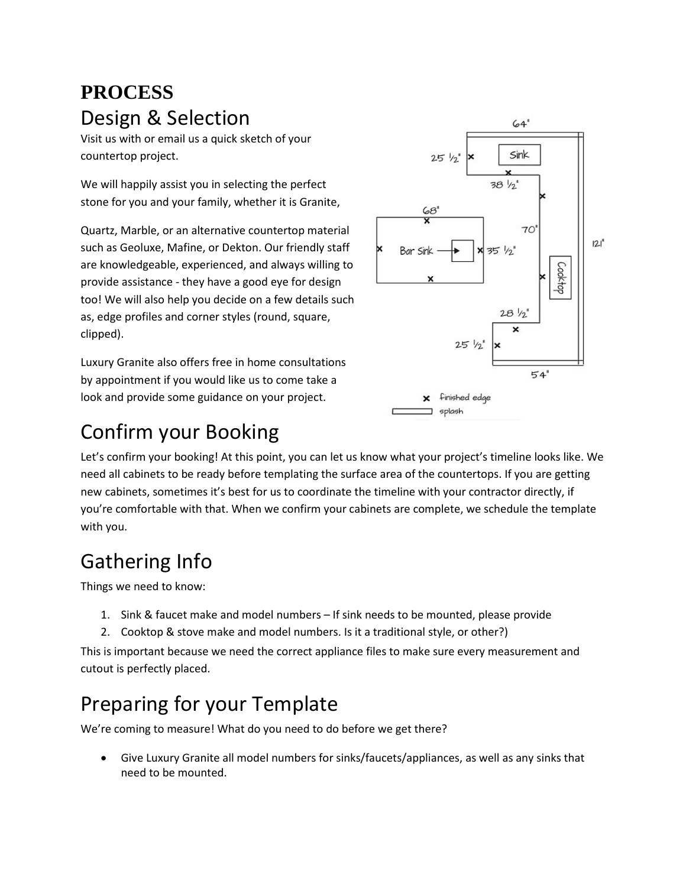# PROCESS

## Design & Selection

Visit us with or email us a quick sketch of your countertop project.

We will happily assist you in selecting the perfect stone for you and your family, whether it is Granite, Quartz, Marble, or an alternative countertop material such as Geoluxe, Mafine, or Dekton. Our friendly staff are knowledgeable, experienced, and always willing to provide assistance - they have a good eye for design too! We will also help you decide on a few details such as, edge profiles and corner styles (round, square, clipped).

Luxury Granite also offers free in home consultations by appointment if you would like us to come take a look and provide some guidance on your project.

## Confirm your Booking

Let's confirm your booking! At this point, you can let us know what your project's timeline looks like. We need all cabinets to be ready before templating the surface area of the countertops. If you are getting new cabinets, sometimes it's best for us to coordinate the timeline with your contractor directly, if you're comfortable with that. When we confirm your cabinets are complete, we schedule the template with you.

## Gathering Info

Things we need to know:

1. Sink & faucet make and model numbers – If sink needs to be mounted, please provide
2. Cooktop & stove make and model numbers. Is it a traditional style, or other?)

This is important because we need the correct appliance files to make sure every measurement and cutout is perfectly placed.

## Preparing for your Template

We're coming to measure! What do you need to do before we get there?

- Give Luxury Granite all model numbers for sinks/faucets/appliances, as well as any sinks that need to be mounted.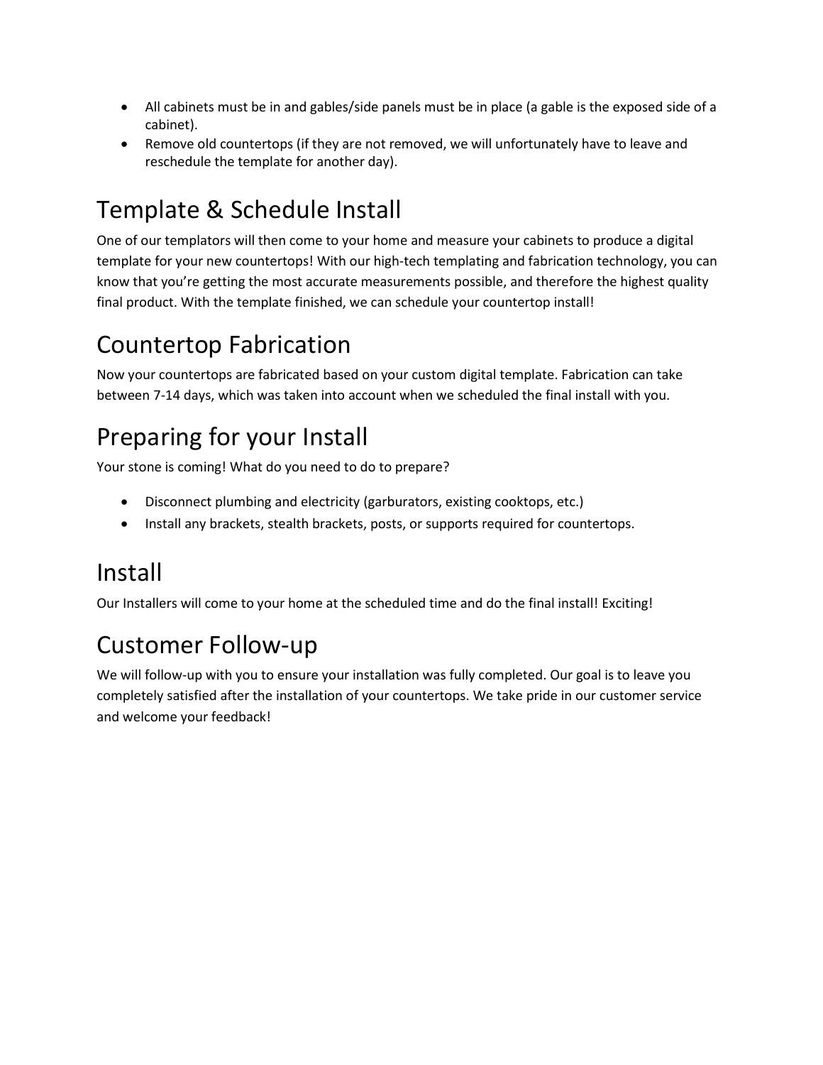- All cabinets must be in and gables/side panels must be in place (a gable is the exposed side of a cabinet).
- Remove old countertops (if they are not removed, we will unfortunately have to leave and reschedule the template for another day).

# Template & Schedule Install

One of our templators will then come to your home and measure your cabinets to produce a digital template for your new countertops! With our high-tech templating and fabrication technology, you can know that you're getting the most accurate measurements possible, and therefore the highest quality final product. With the template finished, we can schedule your countertop install!

# Countertop Fabrication

Now your countertops are fabricated based on your custom digital template. Fabrication can take between 7-14 days, which was taken into account when we scheduled the final install with you.

# Preparing for your Install

Your stone is coming! What do you need to do to prepare?

- Disconnect plumbing and electricity (garburators, existing cooktops, etc.)
- Install any brackets, stealth brackets, posts, or supports required for countertops.

# Install

Our Installers will come to your home at the scheduled time and do the final install! Exciting!

# Customer Follow-up

We will follow-up with you to ensure your installation was fully completed. Our goal is to leave you completely satisfied after the installation of your countertops. We take pride in our customer service and welcome your feedback!